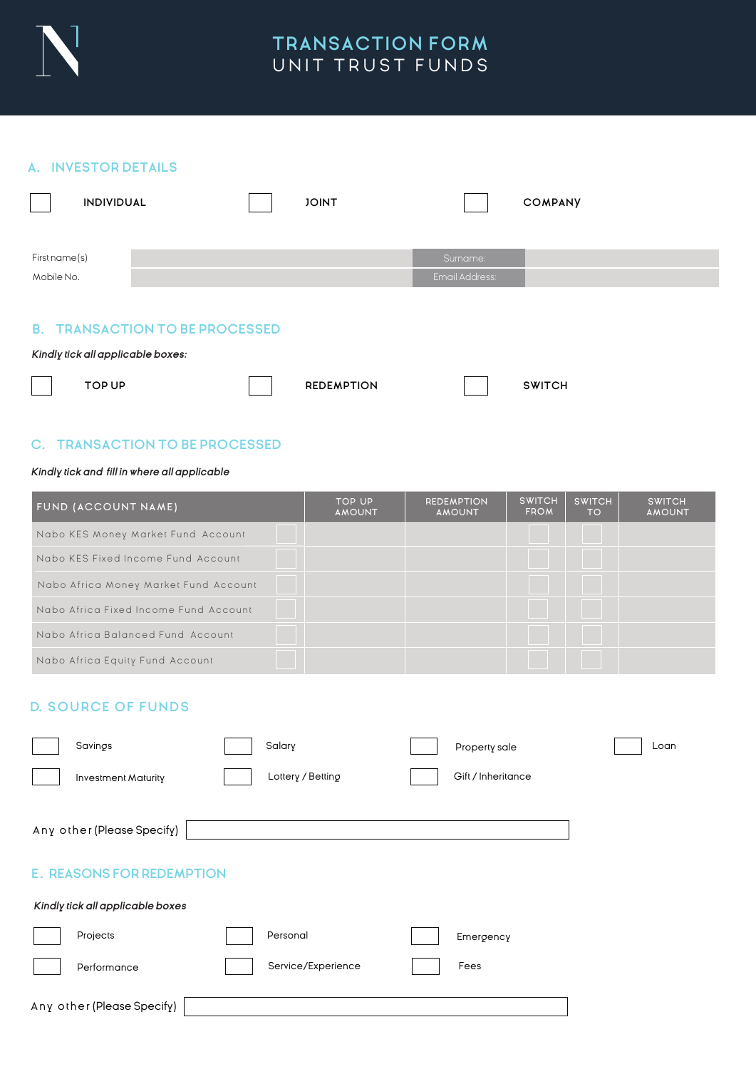# TRANSACTION FORM
## UNIT TRUST FUNDS

## A. INVESTOR DETAILS

- [ ] INDIVIDUAL
- [ ] JOINT
- [ ] COMPANY

| First name(s) | | Surname: | |
|---|---|---|---|
| Mobile No. | | Email Address: | |

## B. TRANSACTION TO BE PROCESSED

*Kindly tick all applicable boxes:*

- [ ] TOP UP
- [ ] REDEMPTION
- [ ] SWITCH

## C. TRANSACTION TO BE PROCESSED

*Kindly tick and fill in where all applicable*

| FUND (ACCOUNT NAME) | | TOP UP AMOUNT | REDEMPTION AMOUNT | SWITCH FROM | SWITCH TO | SWITCH AMOUNT |
|---|---|---|---|---|---|---|
| Nabo KES Money Market Fund Account | ☐ | | | ☐ | ☐ | |
| Nabo KES Fixed Income Fund Account | ☐ | | | ☐ | ☐ | |
| Nabo Africa Money Market Fund Account | ☐ | | | ☐ | ☐ | |
| Nabo Africa Fixed Income Fund Account | ☐ | | | ☐ | ☐ | |
| Nabo Africa Balanced Fund Account | ☐ | | | ☐ | ☐ | |
| Nabo Africa Equity Fund Account | ☐ | | | ☐ | ☐ | |

## D. SOURCE OF FUNDS

- [ ] Savings
- [ ] Salary
- [ ] Property sale
- [ ] Loan
- [ ] Investment Maturity
- [ ] Lottery / Betting
- [ ] Gift / Inheritance

Any other (Please Specify) ____________________

## E. REASONS FOR REDEMPTION

*Kindly tick all applicable boxes*

- [ ] Projects
- [ ] Personal
- [ ] Emergency
- [ ] Performance
- [ ] Service/Experience
- [ ] Fees

Any other (Please Specify) ____________________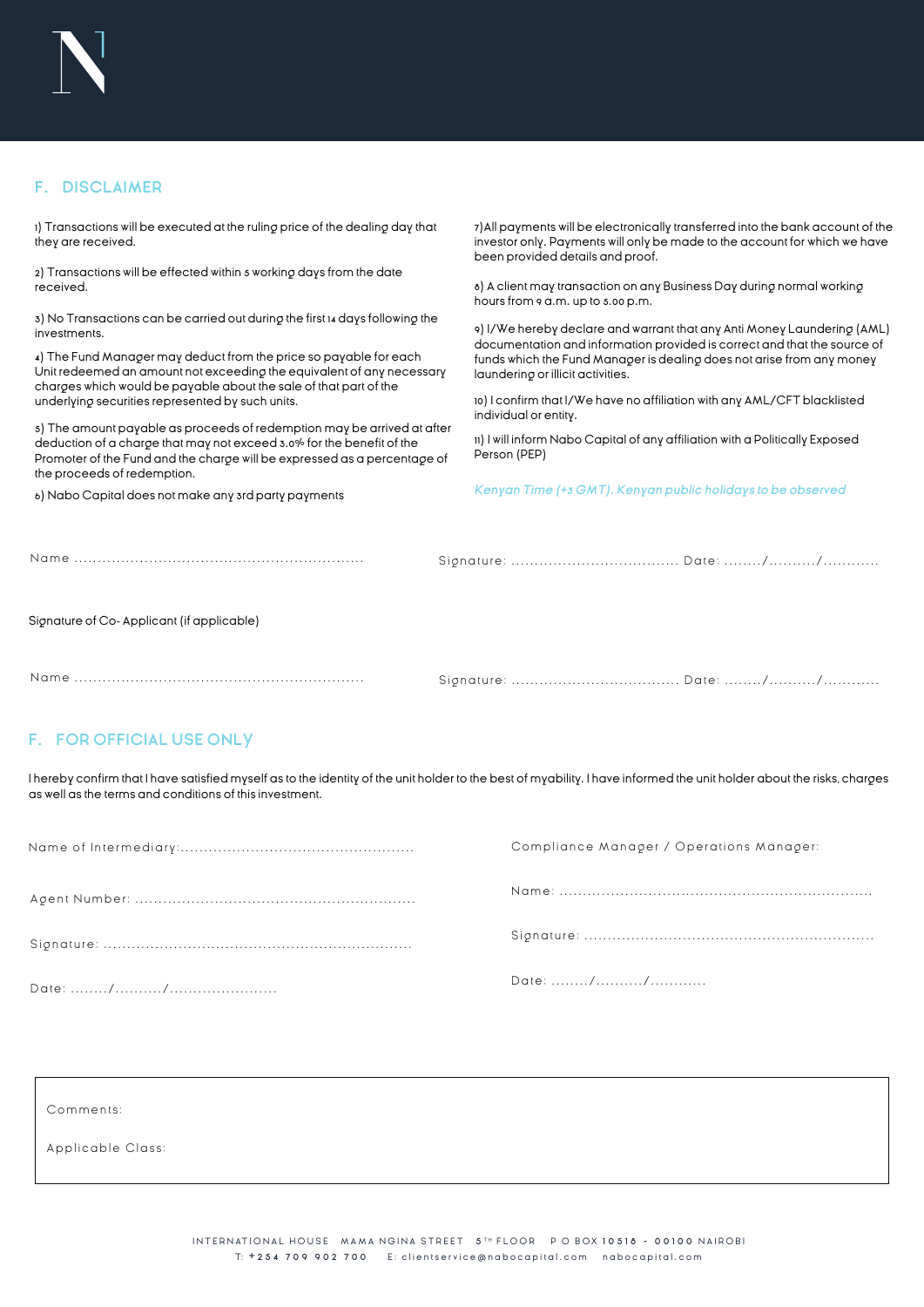## F. DISCLAIMER

1) Transactions will be executed at the ruling price of the dealing day that they are received.

2) Transactions will be effected within 5 working days from the date received.

3) No Transactions can be carried out during the first 14 days following the investments.

4) The Fund Manager may deduct from the price so payable for each Unit redeemed an amount not exceeding the equivalent of any necessary charges which would be payable about the sale of that part of the underlying securities represented by such units.

5) The amount payable as proceeds of redemption may be arrived at after deduction of a charge that may not exceed 3.0% for the benefit of the Promoter of the Fund and the charge will be expressed as a percentage of the proceeds of redemption.

6) Nabo Capital does not make any 3rd party payments

7) All payments will be electronically transferred into the bank account of the investor only. Payments will only be made to the account for which we have been provided details and proof.

8) A client may transaction on any Business Day during normal working hours from 9 a.m. up to 5.00 p.m.

9) I/We hereby declare and warrant that any Anti Money Laundering (AML) documentation and information provided is correct and that the source of funds which the Fund Manager is dealing does not arise from any money laundering or illicit activities.

10) I confirm that I/We have no affiliation with any AML/CFT blacklisted individual or entity.

11) I will inform Nabo Capital of any affiliation with a Politically Exposed Person (PEP)

*Kenyan Time (+3 GMT). Kenyan public holidays to be observed*

Name .............................................................. Signature: .................................... Date: ......../........../............

Signature of Co- Applicant (if applicable)

Name .............................................................. Signature: .................................... Date: ......../........../............

## F. FOR OFFICIAL USE ONLY

I hereby confirm that I have satisfied myself as to the identity of the unit holder to the best of myability. I have informed the unit holder about the risks, charges as well as the terms and conditions of this investment.

Name of Intermediary:.................................................

Agent Number: ...........................................................

Signature: .................................................................

Date: ......../........../.......................

Compliance Manager / Operations Manager:

Name: .................................................................

Signature: .............................................................

Date: ......../........../............

Comments:

Applicable Class:

INTERNATIONAL HOUSE MAMA NGINA STREET 5TH FLOOR P O BOX 10518 - 00100 NAIROBI
T: +254 709 902 700 E: clientservice@nabocapital.com nabocapital.com